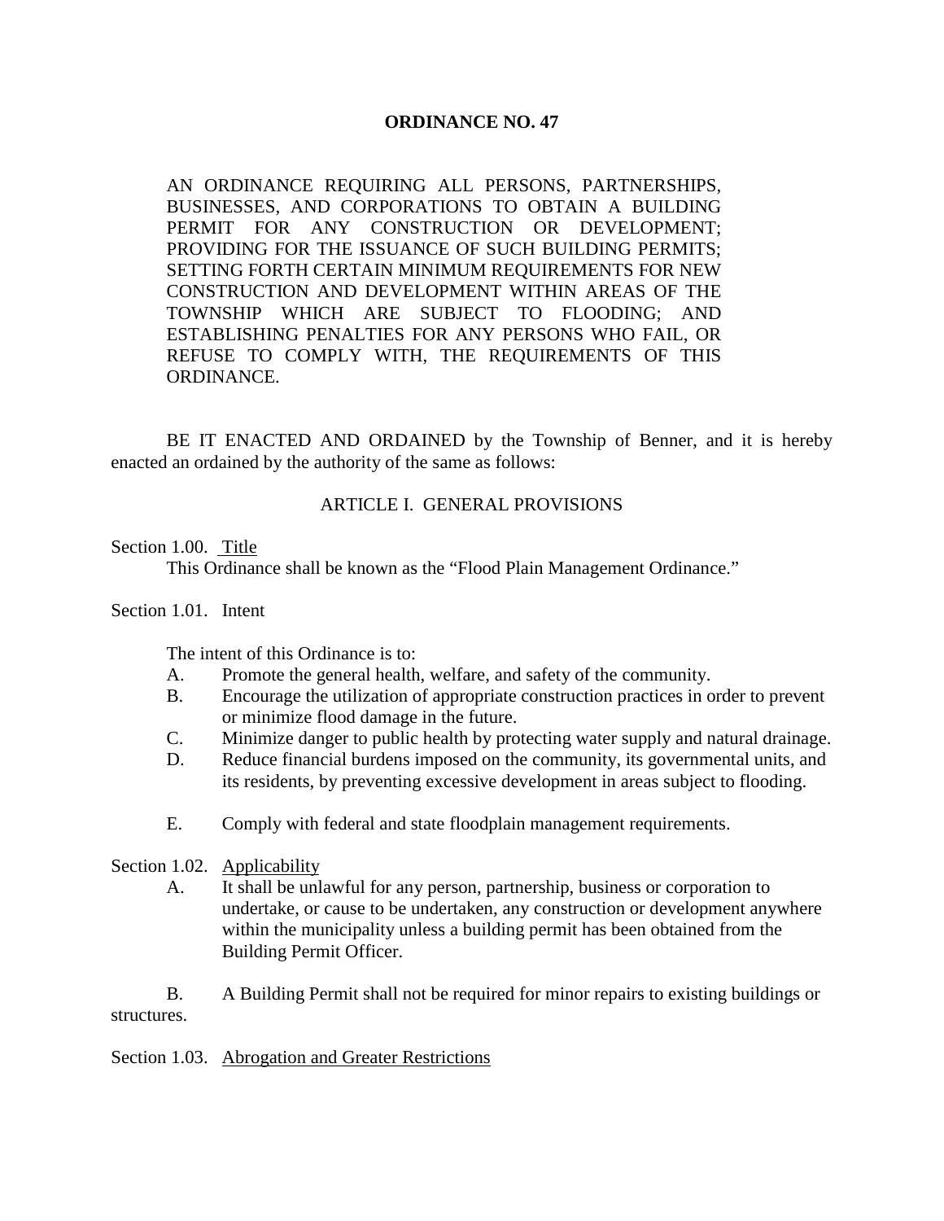# ORDINANCE NO. 47

AN ORDINANCE REQUIRING ALL PERSONS, PARTNERSHIPS, BUSINESSES, AND CORPORATIONS TO OBTAIN A BUILDING PERMIT FOR ANY CONSTRUCTION OR DEVELOPMENT; PROVIDING FOR THE ISSUANCE OF SUCH BUILDING PERMITS; SETTING FORTH CERTAIN MINIMUM REQUIREMENTS FOR NEW CONSTRUCTION AND DEVELOPMENT WITHIN AREAS OF THE TOWNSHIP WHICH ARE SUBJECT TO FLOODING; AND ESTABLISHING PENALTIES FOR ANY PERSONS WHO FAIL, OR REFUSE TO COMPLY WITH, THE REQUIREMENTS OF THIS ORDINANCE.

BE IT ENACTED AND ORDAINED by the Township of Benner, and it is hereby enacted an ordained by the authority of the same as follows:

## ARTICLE I. GENERAL PROVISIONS

Section 1.00. Title

This Ordinance shall be known as the "Flood Plain Management Ordinance."

Section 1.01. Intent

The intent of this Ordinance is to:

A. Promote the general health, welfare, and safety of the community.

B. Encourage the utilization of appropriate construction practices in order to prevent or minimize flood damage in the future.

C. Minimize danger to public health by protecting water supply and natural drainage.

D. Reduce financial burdens imposed on the community, its governmental units, and its residents, by preventing excessive development in areas subject to flooding.

E. Comply with federal and state floodplain management requirements.

Section 1.02. Applicability

A. It shall be unlawful for any person, partnership, business or corporation to undertake, or cause to be undertaken, any construction or development anywhere within the municipality unless a building permit has been obtained from the Building Permit Officer.

B. A Building Permit shall not be required for minor repairs to existing buildings or structures.

Section 1.03. Abrogation and Greater Restrictions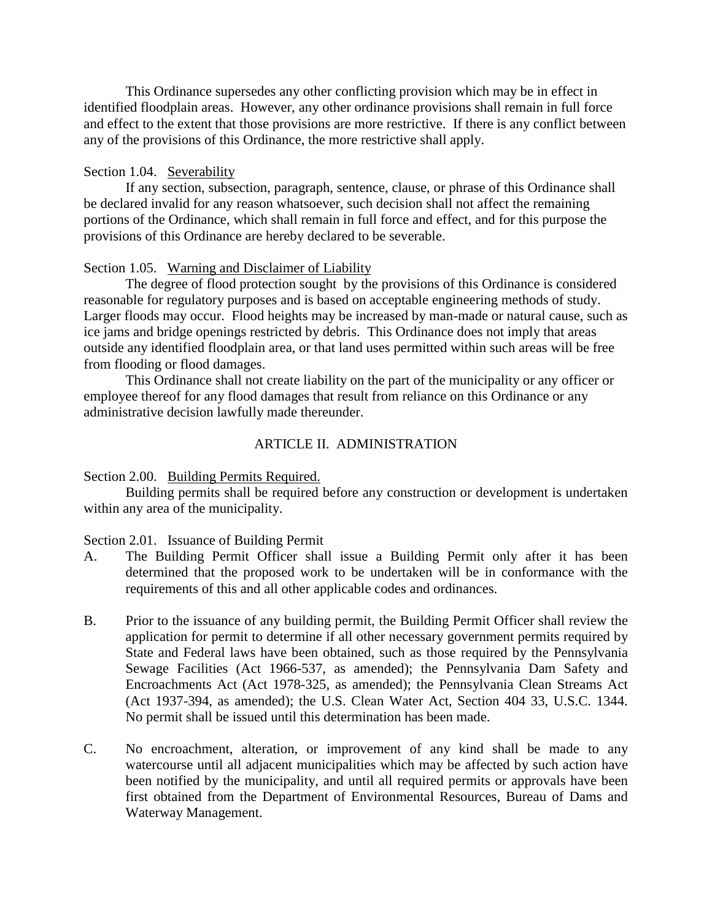This Ordinance supersedes any other conflicting provision which may be in effect in identified floodplain areas. However, any other ordinance provisions shall remain in full force and effect to the extent that those provisions are more restrictive. If there is any conflict between any of the provisions of this Ordinance, the more restrictive shall apply.

Section 1.04. Severability

If any section, subsection, paragraph, sentence, clause, or phrase of this Ordinance shall be declared invalid for any reason whatsoever, such decision shall not affect the remaining portions of the Ordinance, which shall remain in full force and effect, and for this purpose the provisions of this Ordinance are hereby declared to be severable.

Section 1.05. Warning and Disclaimer of Liability

The degree of flood protection sought by the provisions of this Ordinance is considered reasonable for regulatory purposes and is based on acceptable engineering methods of study. Larger floods may occur. Flood heights may be increased by man-made or natural cause, such as ice jams and bridge openings restricted by debris. This Ordinance does not imply that areas outside any identified floodplain area, or that land uses permitted within such areas will be free from flooding or flood damages.

This Ordinance shall not create liability on the part of the municipality or any officer or employee thereof for any flood damages that result from reliance on this Ordinance or any administrative decision lawfully made thereunder.

## ARTICLE II. ADMINISTRATION

Section 2.00. Building Permits Required.

Building permits shall be required before any construction or development is undertaken within any area of the municipality.

Section 2.01. Issuance of Building Permit

A. The Building Permit Officer shall issue a Building Permit only after it has been determined that the proposed work to be undertaken will be in conformance with the requirements of this and all other applicable codes and ordinances.

B. Prior to the issuance of any building permit, the Building Permit Officer shall review the application for permit to determine if all other necessary government permits required by State and Federal laws have been obtained, such as those required by the Pennsylvania Sewage Facilities (Act 1966-537, as amended); the Pennsylvania Dam Safety and Encroachments Act (Act 1978-325, as amended); the Pennsylvania Clean Streams Act (Act 1937-394, as amended); the U.S. Clean Water Act, Section 404 33, U.S.C. 1344. No permit shall be issued until this determination has been made.

C. No encroachment, alteration, or improvement of any kind shall be made to any watercourse until all adjacent municipalities which may be affected by such action have been notified by the municipality, and until all required permits or approvals have been first obtained from the Department of Environmental Resources, Bureau of Dams and Waterway Management.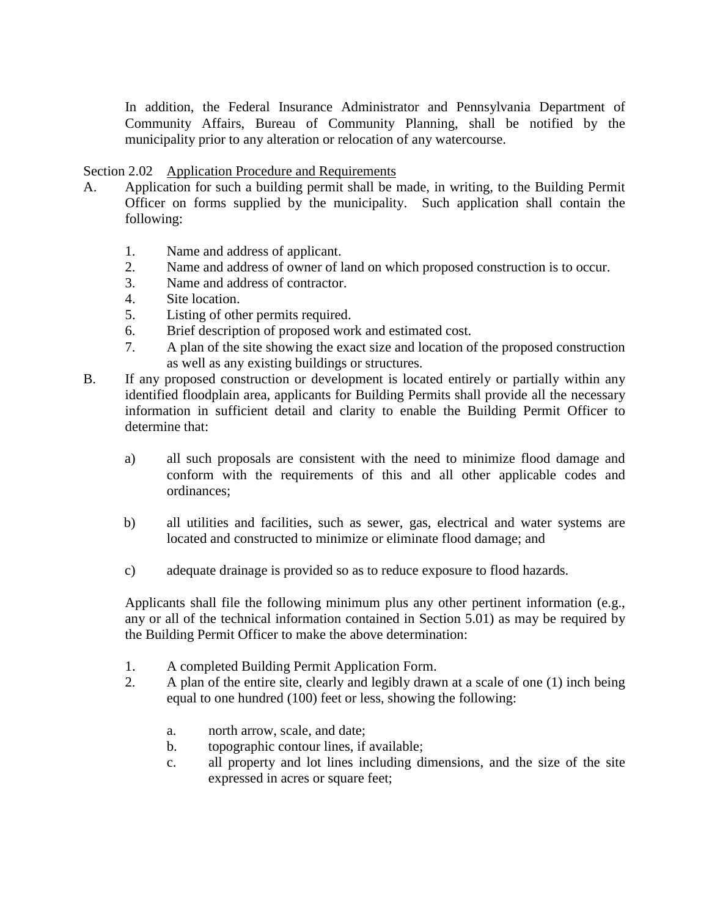In addition, the Federal Insurance Administrator and Pennsylvania Department of Community Affairs, Bureau of Community Planning, shall be notified by the municipality prior to any alteration or relocation of any watercourse.

Section 2.02 Application Procedure and Requirements

A. Application for such a building permit shall be made, in writing, to the Building Permit Officer on forms supplied by the municipality. Such application shall contain the following:

   1. Name and address of applicant.
   2. Name and address of owner of land on which proposed construction is to occur.
   3. Name and address of contractor.
   4. Site location.
   5. Listing of other permits required.
   6. Brief description of proposed work and estimated cost.
   7. A plan of the site showing the exact size and location of the proposed construction as well as any existing buildings or structures.

B. If any proposed construction or development is located entirely or partially within any identified floodplain area, applicants for Building Permits shall provide all the necessary information in sufficient detail and clarity to enable the Building Permit Officer to determine that:

   a) all such proposals are consistent with the need to minimize flood damage and conform with the requirements of this and all other applicable codes and ordinances;

   b) all utilities and facilities, such as sewer, gas, electrical and water systems are located and constructed to minimize or eliminate flood damage; and

   c) adequate drainage is provided so as to reduce exposure to flood hazards.

   Applicants shall file the following minimum plus any other pertinent information (e.g., any or all of the technical information contained in Section 5.01) as may be required by the Building Permit Officer to make the above determination:

   1. A completed Building Permit Application Form.
   2. A plan of the entire site, clearly and legibly drawn at a scale of one (1) inch being equal to one hundred (100) feet or less, showing the following:

      a. north arrow, scale, and date;
      b. topographic contour lines, if available;
      c. all property and lot lines including dimensions, and the size of the site expressed in acres or square feet;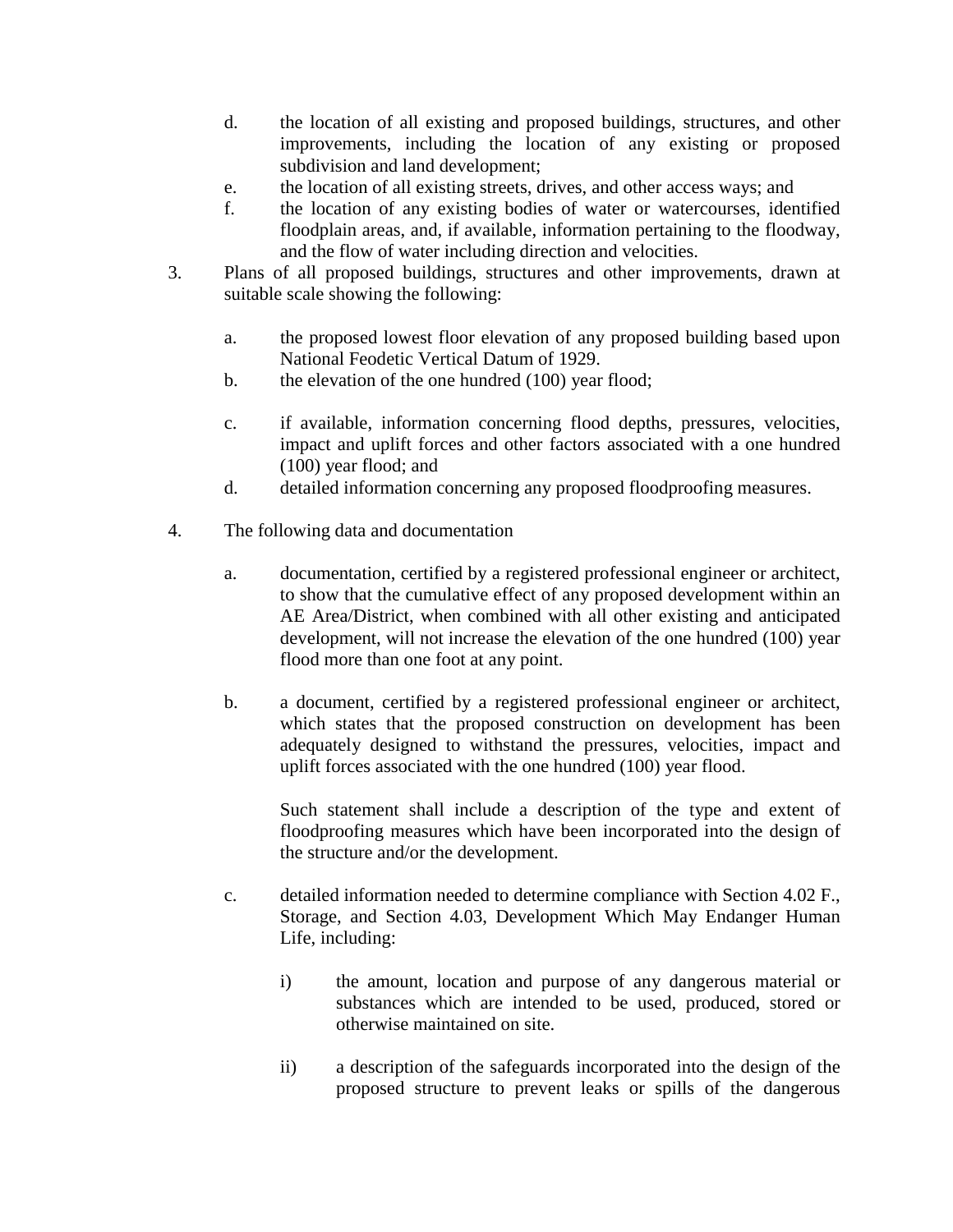d. the location of all existing and proposed buildings, structures, and other improvements, including the location of any existing or proposed subdivision and land development;

e. the location of all existing streets, drives, and other access ways; and

f. the location of any existing bodies of water or watercourses, identified floodplain areas, and, if available, information pertaining to the floodway, and the flow of water including direction and velocities.

3. Plans of all proposed buildings, structures and other improvements, drawn at suitable scale showing the following:

   a. the proposed lowest floor elevation of any proposed building based upon National Feodetic Vertical Datum of 1929.

   b. the elevation of the one hundred (100) year flood;

   c. if available, information concerning flood depths, pressures, velocities, impact and uplift forces and other factors associated with a one hundred (100) year flood; and

   d. detailed information concerning any proposed floodproofing measures.

4. The following data and documentation

   a. documentation, certified by a registered professional engineer or architect, to show that the cumulative effect of any proposed development within an AE Area/District, when combined with all other existing and anticipated development, will not increase the elevation of the one hundred (100) year flood more than one foot at any point.

   b. a document, certified by a registered professional engineer or architect, which states that the proposed construction on development has been adequately designed to withstand the pressures, velocities, impact and uplift forces associated with the one hundred (100) year flood.

      Such statement shall include a description of the type and extent of floodproofing measures which have been incorporated into the design of the structure and/or the development.

   c. detailed information needed to determine compliance with Section 4.02 F., Storage, and Section 4.03, Development Which May Endanger Human Life, including:

      i) the amount, location and purpose of any dangerous material or substances which are intended to be used, produced, stored or otherwise maintained on site.

      ii) a description of the safeguards incorporated into the design of the proposed structure to prevent leaks or spills of the dangerous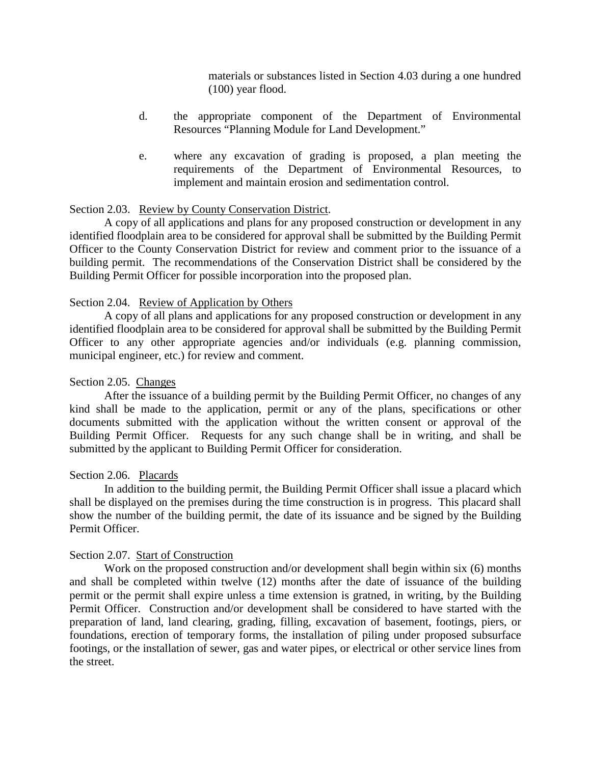materials or substances listed in Section 4.03 during a one hundred (100) year flood.

d. the appropriate component of the Department of Environmental Resources "Planning Module for Land Development."

e. where any excavation of grading is proposed, a plan meeting the requirements of the Department of Environmental Resources, to implement and maintain erosion and sedimentation control.

Section 2.03. Review by County Conservation District.

A copy of all applications and plans for any proposed construction or development in any identified floodplain area to be considered for approval shall be submitted by the Building Permit Officer to the County Conservation District for review and comment prior to the issuance of a building permit. The recommendations of the Conservation District shall be considered by the Building Permit Officer for possible incorporation into the proposed plan.

Section 2.04. Review of Application by Others

A copy of all plans and applications for any proposed construction or development in any identified floodplain area to be considered for approval shall be submitted by the Building Permit Officer to any other appropriate agencies and/or individuals (e.g. planning commission, municipal engineer, etc.) for review and comment.

Section 2.05. Changes

After the issuance of a building permit by the Building Permit Officer, no changes of any kind shall be made to the application, permit or any of the plans, specifications or other documents submitted with the application without the written consent or approval of the Building Permit Officer. Requests for any such change shall be in writing, and shall be submitted by the applicant to Building Permit Officer for consideration.

Section 2.06. Placards

In addition to the building permit, the Building Permit Officer shall issue a placard which shall be displayed on the premises during the time construction is in progress. This placard shall show the number of the building permit, the date of its issuance and be signed by the Building Permit Officer.

Section 2.07. Start of Construction

Work on the proposed construction and/or development shall begin within six (6) months and shall be completed within twelve (12) months after the date of issuance of the building permit or the permit shall expire unless a time extension is gratned, in writing, by the Building Permit Officer. Construction and/or development shall be considered to have started with the preparation of land, land clearing, grading, filling, excavation of basement, footings, piers, or foundations, erection of temporary forms, the installation of piling under proposed subsurface footings, or the installation of sewer, gas and water pipes, or electrical or other service lines from the street.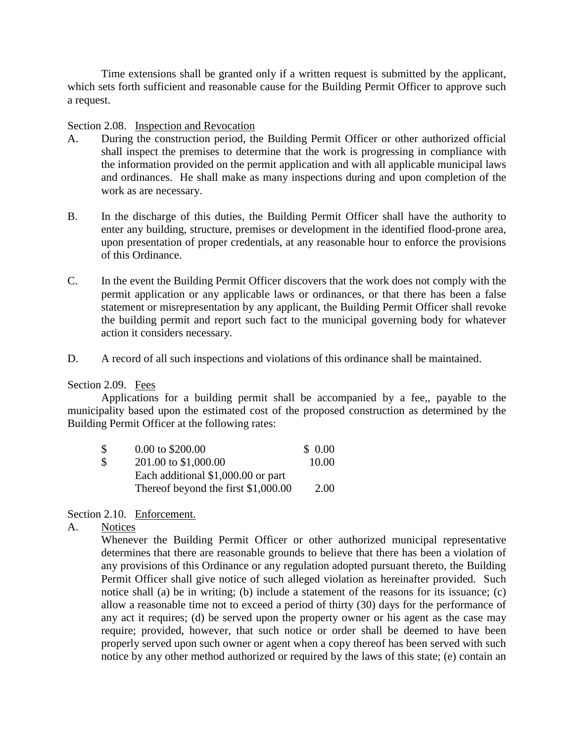Time extensions shall be granted only if a written request is submitted by the applicant, which sets forth sufficient and reasonable cause for the Building Permit Officer to approve such a request.

Section 2.08. Inspection and Revocation

A. During the construction period, the Building Permit Officer or other authorized official shall inspect the premises to determine that the work is progressing in compliance with the information provided on the permit application and with all applicable municipal laws and ordinances. He shall make as many inspections during and upon completion of the work as are necessary.

B. In the discharge of this duties, the Building Permit Officer shall have the authority to enter any building, structure, premises or development in the identified flood-prone area, upon presentation of proper credentials, at any reasonable hour to enforce the provisions of this Ordinance.

C. In the event the Building Permit Officer discovers that the work does not comply with the permit application or any applicable laws or ordinances, or that there has been a false statement or misrepresentation by any applicant, the Building Permit Officer shall revoke the building permit and report such fact to the municipal governing body for whatever action it considers necessary.

D. A record of all such inspections and violations of this ordinance shall be maintained.

Section 2.09. Fees

Applications for a building permit shall be accompanied by a fee,, payable to the municipality based upon the estimated cost of the proposed construction as determined by the Building Permit Officer at the following rates:

| | | |
|---|---|---|
| $ | 0.00 to $200.00 | $ 0.00 |
| $ | 201.00 to $1,000.00 | 10.00 |
| | Each additional $1,000.00 or part Thereof beyond the first $1,000.00 | 2.00 |

Section 2.10. Enforcement.

A. Notices

Whenever the Building Permit Officer or other authorized municipal representative determines that there are reasonable grounds to believe that there has been a violation of any provisions of this Ordinance or any regulation adopted pursuant thereto, the Building Permit Officer shall give notice of such alleged violation as hereinafter provided. Such notice shall (a) be in writing; (b) include a statement of the reasons for its issuance; (c) allow a reasonable time not to exceed a period of thirty (30) days for the performance of any act it requires; (d) be served upon the property owner or his agent as the case may require; provided, however, that such notice or order shall be deemed to have been properly served upon such owner or agent when a copy thereof has been served with such notice by any other method authorized or required by the laws of this state; (e) contain an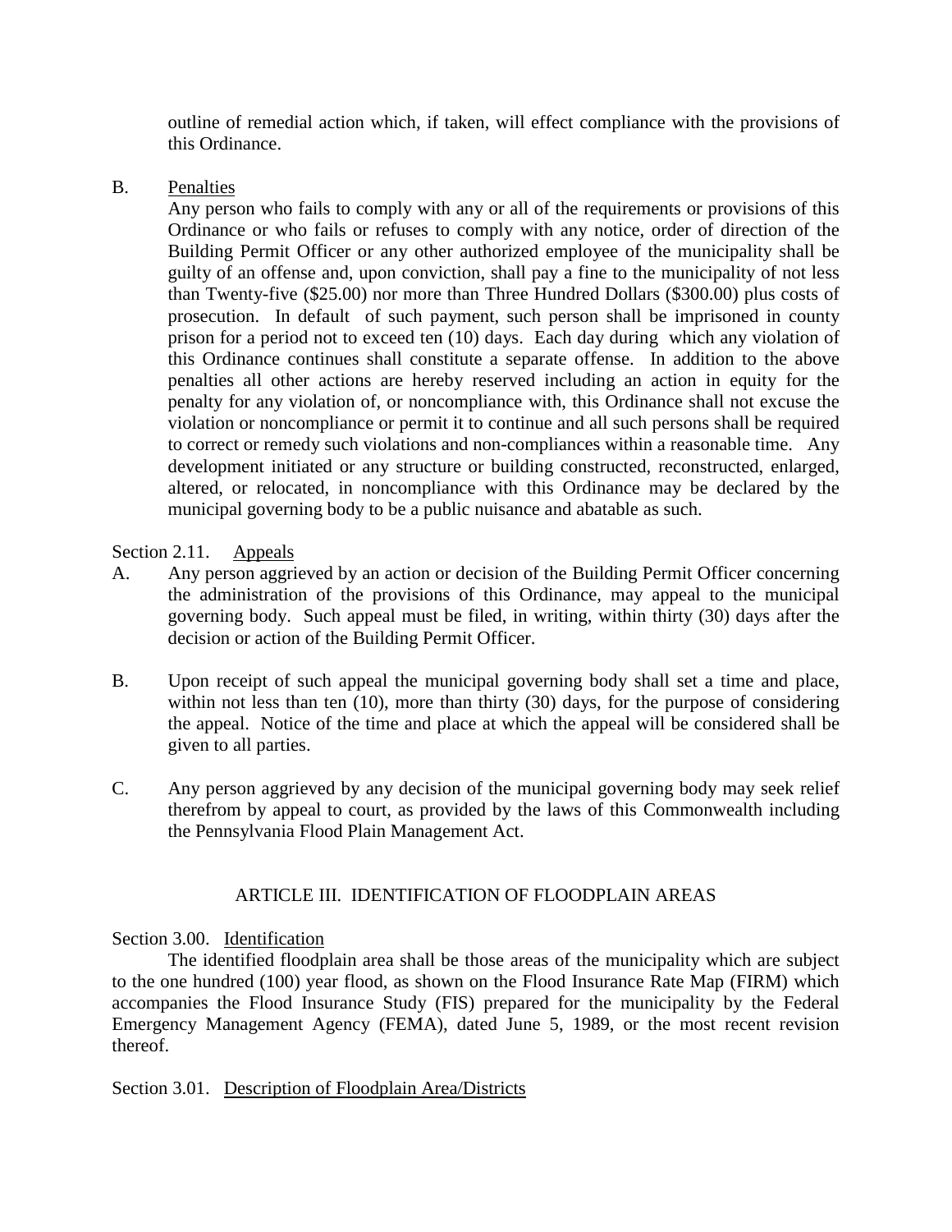outline of remedial action which, if taken, will effect compliance with the provisions of this Ordinance.

B. Penalties

Any person who fails to comply with any or all of the requirements or provisions of this Ordinance or who fails or refuses to comply with any notice, order of direction of the Building Permit Officer or any other authorized employee of the municipality shall be guilty of an offense and, upon conviction, shall pay a fine to the municipality of not less than Twenty-five ($25.00) nor more than Three Hundred Dollars ($300.00) plus costs of prosecution. In default of such payment, such person shall be imprisoned in county prison for a period not to exceed ten (10) days. Each day during which any violation of this Ordinance continues shall constitute a separate offense. In addition to the above penalties all other actions are hereby reserved including an action in equity for the penalty for any violation of, or noncompliance with, this Ordinance shall not excuse the violation or noncompliance or permit it to continue and all such persons shall be required to correct or remedy such violations and non-compliances within a reasonable time. Any development initiated or any structure or building constructed, reconstructed, enlarged, altered, or relocated, in noncompliance with this Ordinance may be declared by the municipal governing body to be a public nuisance and abatable as such.

Section 2.11. Appeals

A. Any person aggrieved by an action or decision of the Building Permit Officer concerning the administration of the provisions of this Ordinance, may appeal to the municipal governing body. Such appeal must be filed, in writing, within thirty (30) days after the decision or action of the Building Permit Officer.

B. Upon receipt of such appeal the municipal governing body shall set a time and place, within not less than ten (10), more than thirty (30) days, for the purpose of considering the appeal. Notice of the time and place at which the appeal will be considered shall be given to all parties.

C. Any person aggrieved by any decision of the municipal governing body may seek relief therefrom by appeal to court, as provided by the laws of this Commonwealth including the Pennsylvania Flood Plain Management Act.

## ARTICLE III. IDENTIFICATION OF FLOODPLAIN AREAS

Section 3.00. Identification

The identified floodplain area shall be those areas of the municipality which are subject to the one hundred (100) year flood, as shown on the Flood Insurance Rate Map (FIRM) which accompanies the Flood Insurance Study (FIS) prepared for the municipality by the Federal Emergency Management Agency (FEMA), dated June 5, 1989, or the most recent revision thereof.

Section 3.01. Description of Floodplain Area/Districts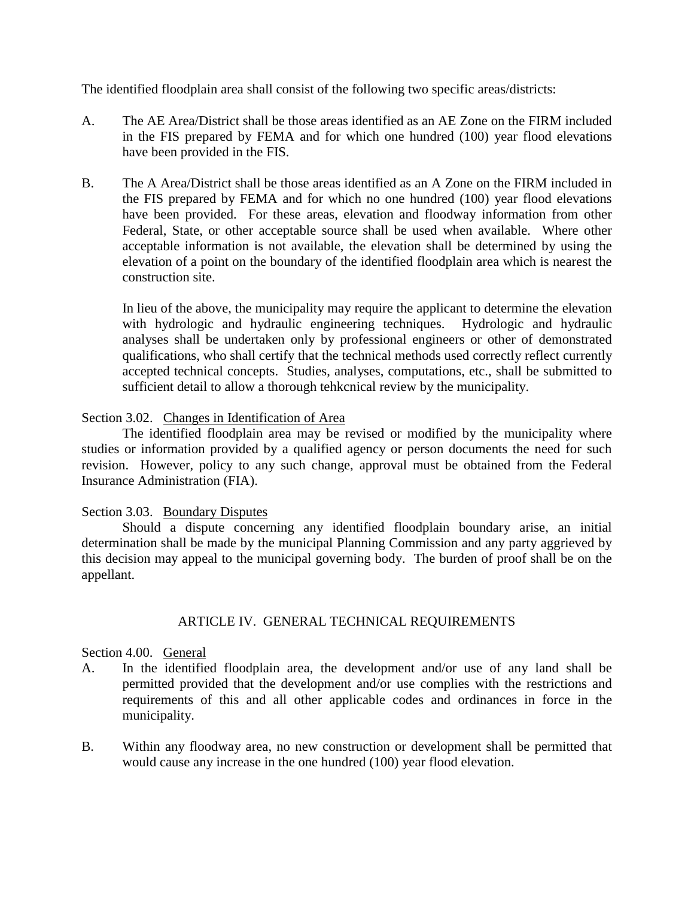The identified floodplain area shall consist of the following two specific areas/districts:

A. The AE Area/District shall be those areas identified as an AE Zone on the FIRM included in the FIS prepared by FEMA and for which one hundred (100) year flood elevations have been provided in the FIS.

B. The A Area/District shall be those areas identified as an A Zone on the FIRM included in the FIS prepared by FEMA and for which no one hundred (100) year flood elevations have been provided. For these areas, elevation and floodway information from other Federal, State, or other acceptable source shall be used when available. Where other acceptable information is not available, the elevation shall be determined by using the elevation of a point on the boundary of the identified floodplain area which is nearest the construction site.

   In lieu of the above, the municipality may require the applicant to determine the elevation with hydrologic and hydraulic engineering techniques. Hydrologic and hydraulic analyses shall be undertaken only by professional engineers or other of demonstrated qualifications, who shall certify that the technical methods used correctly reflect currently accepted technical concepts. Studies, analyses, computations, etc., shall be submitted to sufficient detail to allow a thorough tehkcnical review by the municipality.

Section 3.02. <u>Changes in Identification of Area</u>

The identified floodplain area may be revised or modified by the municipality where studies or information provided by a qualified agency or person documents the need for such revision. However, policy to any such change, approval must be obtained from the Federal Insurance Administration (FIA).

Section 3.03. <u>Boundary Disputes</u>

Should a dispute concerning any identified floodplain boundary arise, an initial determination shall be made by the municipal Planning Commission and any party aggrieved by this decision may appeal to the municipal governing body. The burden of proof shall be on the appellant.

## ARTICLE IV. GENERAL TECHNICAL REQUIREMENTS

Section 4.00. <u>General</u>

A. In the identified floodplain area, the development and/or use of any land shall be permitted provided that the development and/or use complies with the restrictions and requirements of this and all other applicable codes and ordinances in force in the municipality.

B. Within any floodway area, no new construction or development shall be permitted that would cause any increase in the one hundred (100) year flood elevation.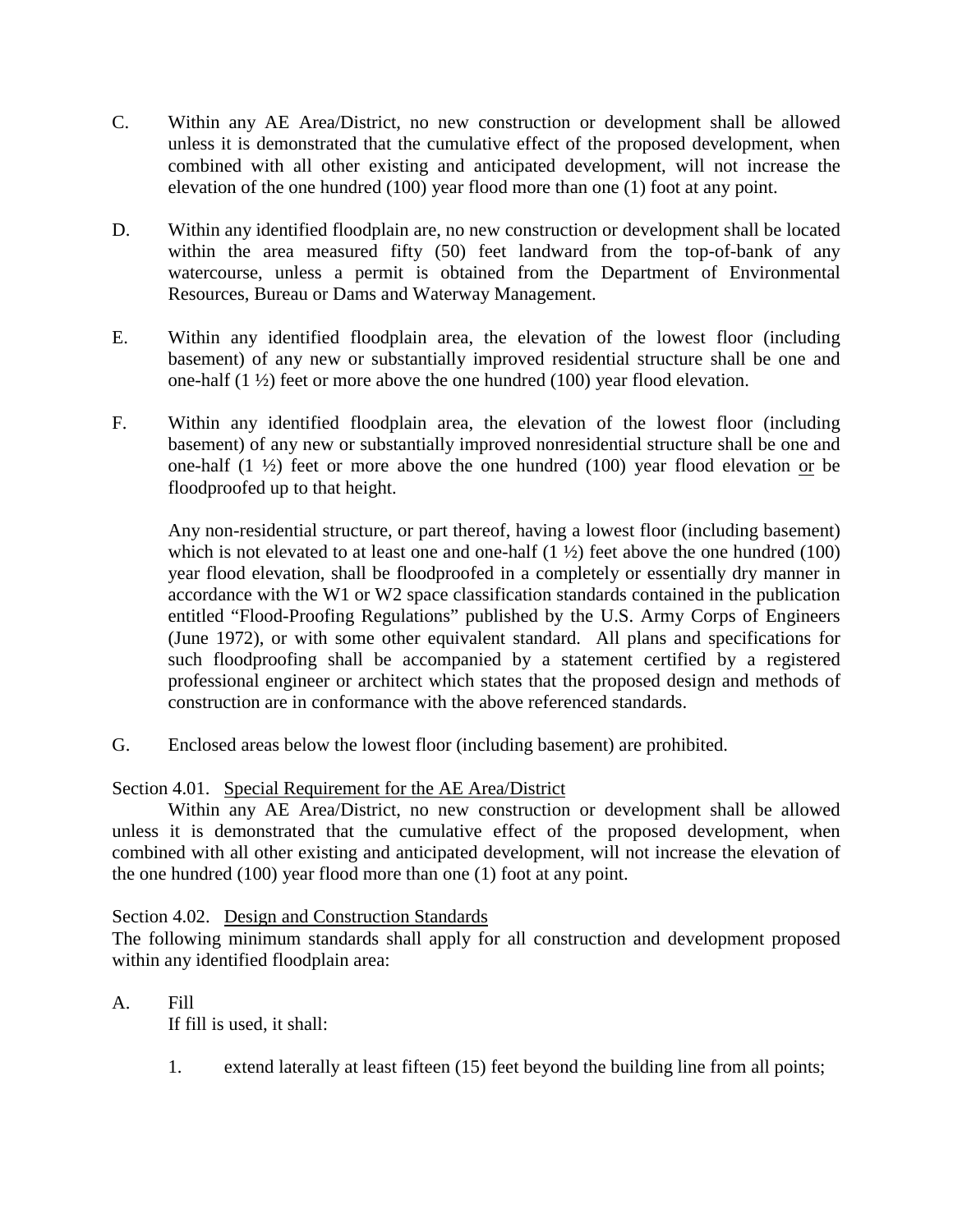C. Within any AE Area/District, no new construction or development shall be allowed unless it is demonstrated that the cumulative effect of the proposed development, when combined with all other existing and anticipated development, will not increase the elevation of the one hundred (100) year flood more than one (1) foot at any point.

D. Within any identified floodplain are, no new construction or development shall be located within the area measured fifty (50) feet landward from the top-of-bank of any watercourse, unless a permit is obtained from the Department of Environmental Resources, Bureau or Dams and Waterway Management.

E. Within any identified floodplain area, the elevation of the lowest floor (including basement) of any new or substantially improved residential structure shall be one and one-half (1 ½) feet or more above the one hundred (100) year flood elevation.

F. Within any identified floodplain area, the elevation of the lowest floor (including basement) of any new or substantially improved nonresidential structure shall be one and one-half (1 ½) feet or more above the one hundred (100) year flood elevation <u>or</u> be floodproofed up to that height.

   Any non-residential structure, or part thereof, having a lowest floor (including basement) which is not elevated to at least one and one-half (1 ½) feet above the one hundred (100) year flood elevation, shall be floodproofed in a completely or essentially dry manner in accordance with the W1 or W2 space classification standards contained in the publication entitled "Flood-Proofing Regulations" published by the U.S. Army Corps of Engineers (June 1972), or with some other equivalent standard. All plans and specifications for such floodproofing shall be accompanied by a statement certified by a registered professional engineer or architect which states that the proposed design and methods of construction are in conformance with the above referenced standards.

G. Enclosed areas below the lowest floor (including basement) are prohibited.

Section 4.01. <u>Special Requirement for the AE Area/District</u>

Within any AE Area/District, no new construction or development shall be allowed unless it is demonstrated that the cumulative effect of the proposed development, when combined with all other existing and anticipated development, will not increase the elevation of the one hundred (100) year flood more than one (1) foot at any point.

Section 4.02. <u>Design and Construction Standards</u>

The following minimum standards shall apply for all construction and development proposed within any identified floodplain area:

A. Fill

   If fill is used, it shall:

   1. extend laterally at least fifteen (15) feet beyond the building line from all points;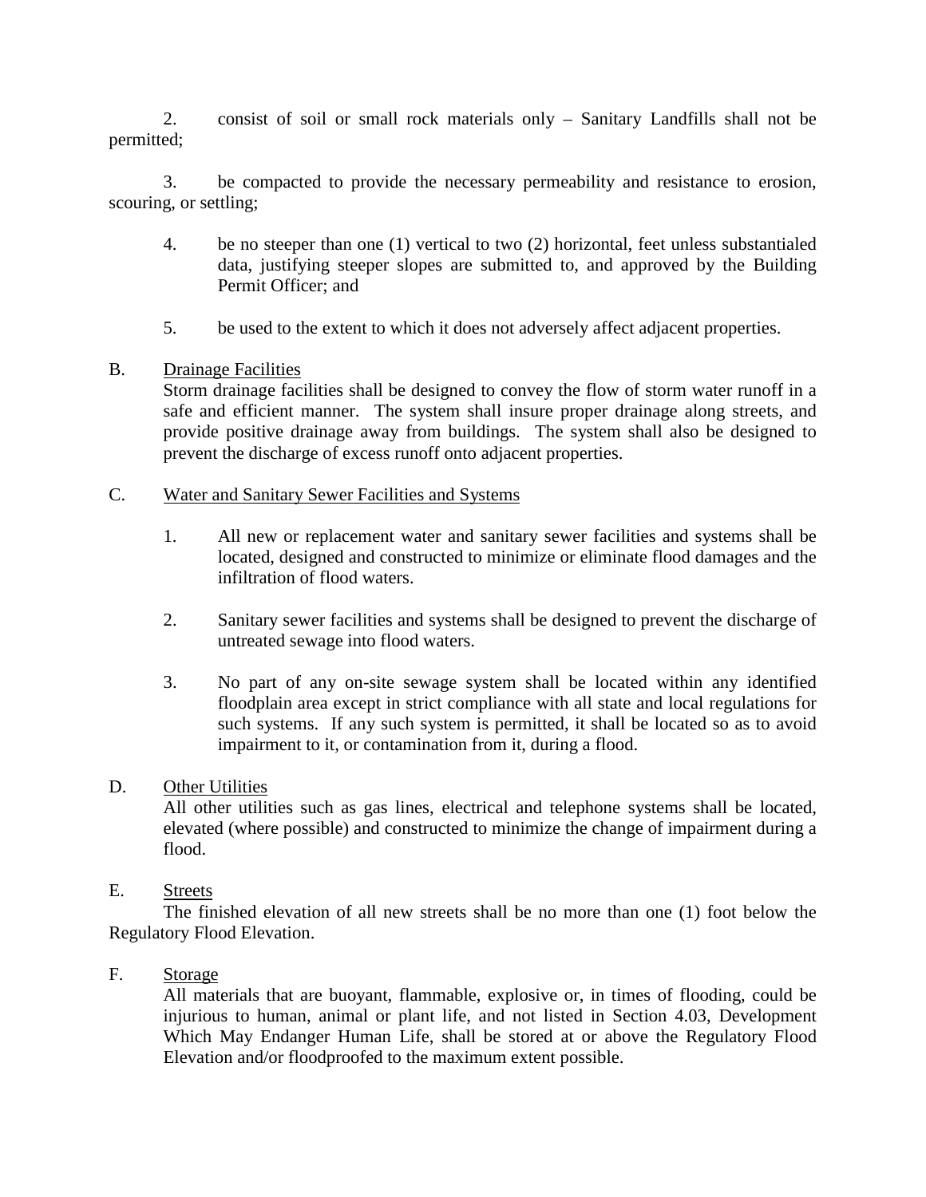2. consist of soil or small rock materials only – Sanitary Landfills shall not be permitted;

3. be compacted to provide the necessary permeability and resistance to erosion, scouring, or settling;

4. be no steeper than one (1) vertical to two (2) horizontal, feet unless substantialed data, justifying steeper slopes are submitted to, and approved by the Building Permit Officer; and

5. be used to the extent to which it does not adversely affect adjacent properties.

B. Drainage Facilities

Storm drainage facilities shall be designed to convey the flow of storm water runoff in a safe and efficient manner. The system shall insure proper drainage along streets, and provide positive drainage away from buildings. The system shall also be designed to prevent the discharge of excess runoff onto adjacent properties.

C. Water and Sanitary Sewer Facilities and Systems

1. All new or replacement water and sanitary sewer facilities and systems shall be located, designed and constructed to minimize or eliminate flood damages and the infiltration of flood waters.

2. Sanitary sewer facilities and systems shall be designed to prevent the discharge of untreated sewage into flood waters.

3. No part of any on-site sewage system shall be located within any identified floodplain area except in strict compliance with all state and local regulations for such systems. If any such system is permitted, it shall be located so as to avoid impairment to it, or contamination from it, during a flood.

D. Other Utilities

All other utilities such as gas lines, electrical and telephone systems shall be located, elevated (where possible) and constructed to minimize the change of impairment during a flood.

E. Streets

The finished elevation of all new streets shall be no more than one (1) foot below the Regulatory Flood Elevation.

F. Storage

All materials that are buoyant, flammable, explosive or, in times of flooding, could be injurious to human, animal or plant life, and not listed in Section 4.03, Development Which May Endanger Human Life, shall be stored at or above the Regulatory Flood Elevation and/or floodproofed to the maximum extent possible.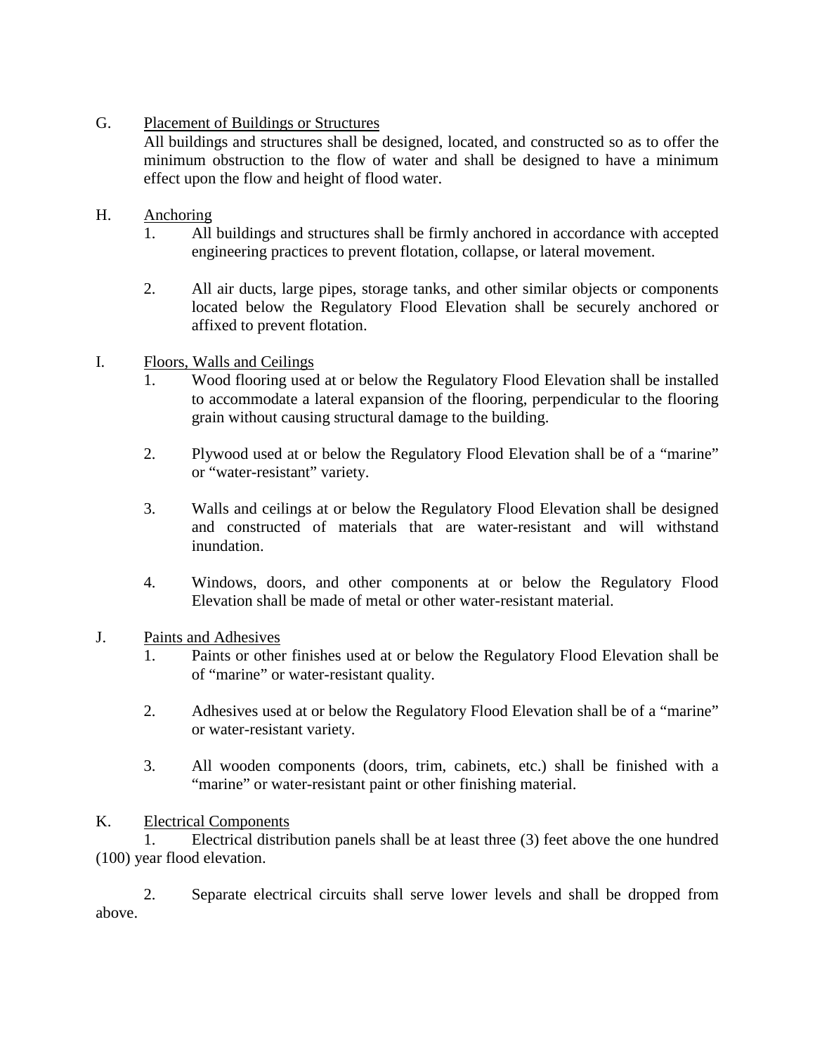G. Placement of Buildings or Structures

All buildings and structures shall be designed, located, and constructed so as to offer the minimum obstruction to the flow of water and shall be designed to have a minimum effect upon the flow and height of flood water.

H. Anchoring

1. All buildings and structures shall be firmly anchored in accordance with accepted engineering practices to prevent flotation, collapse, or lateral movement.

2. All air ducts, large pipes, storage tanks, and other similar objects or components located below the Regulatory Flood Elevation shall be securely anchored or affixed to prevent flotation.

I. Floors, Walls and Ceilings

1. Wood flooring used at or below the Regulatory Flood Elevation shall be installed to accommodate a lateral expansion of the flooring, perpendicular to the flooring grain without causing structural damage to the building.

2. Plywood used at or below the Regulatory Flood Elevation shall be of a "marine" or "water-resistant" variety.

3. Walls and ceilings at or below the Regulatory Flood Elevation shall be designed and constructed of materials that are water-resistant and will withstand inundation.

4. Windows, doors, and other components at or below the Regulatory Flood Elevation shall be made of metal or other water-resistant material.

J. Paints and Adhesives

1. Paints or other finishes used at or below the Regulatory Flood Elevation shall be of "marine" or water-resistant quality.

2. Adhesives used at or below the Regulatory Flood Elevation shall be of a "marine" or water-resistant variety.

3. All wooden components (doors, trim, cabinets, etc.) shall be finished with a "marine" or water-resistant paint or other finishing material.

K. Electrical Components

1. Electrical distribution panels shall be at least three (3) feet above the one hundred (100) year flood elevation.

2. Separate electrical circuits shall serve lower levels and shall be dropped from above.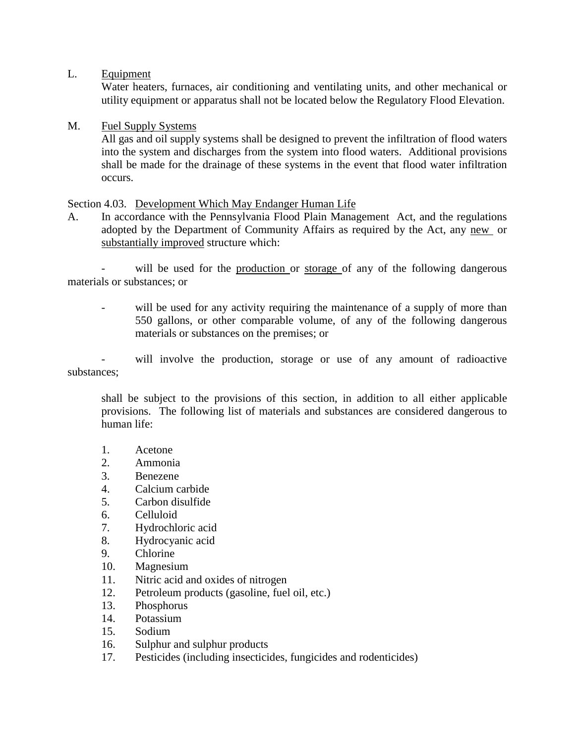L. Equipment

Water heaters, furnaces, air conditioning and ventilating units, and other mechanical or utility equipment or apparatus shall not be located below the Regulatory Flood Elevation.

M. Fuel Supply Systems

All gas and oil supply systems shall be designed to prevent the infiltration of flood waters into the system and discharges from the system into flood waters. Additional provisions shall be made for the drainage of these systems in the event that flood water infiltration occurs.

Section 4.03. Development Which May Endanger Human Life

A. In accordance with the Pennsylvania Flood Plain Management Act, and the regulations adopted by the Department of Community Affairs as required by the Act, any new or substantially improved structure which:

- will be used for the production or storage of any of the following dangerous materials or substances; or

- will be used for any activity requiring the maintenance of a supply of more than 550 gallons, or other comparable volume, of any of the following dangerous materials or substances on the premises; or

- will involve the production, storage or use of any amount of radioactive substances;

shall be subject to the provisions of this section, in addition to all either applicable provisions. The following list of materials and substances are considered dangerous to human life:

1. Acetone
2. Ammonia
3. Benezene
4. Calcium carbide
5. Carbon disulfide
6. Celluloid
7. Hydrochloric acid
8. Hydrocyanic acid
9. Chlorine
10. Magnesium
11. Nitric acid and oxides of nitrogen
12. Petroleum products (gasoline, fuel oil, etc.)
13. Phosphorus
14. Potassium
15. Sodium
16. Sulphur and sulphur products
17. Pesticides (including insecticides, fungicides and rodenticides)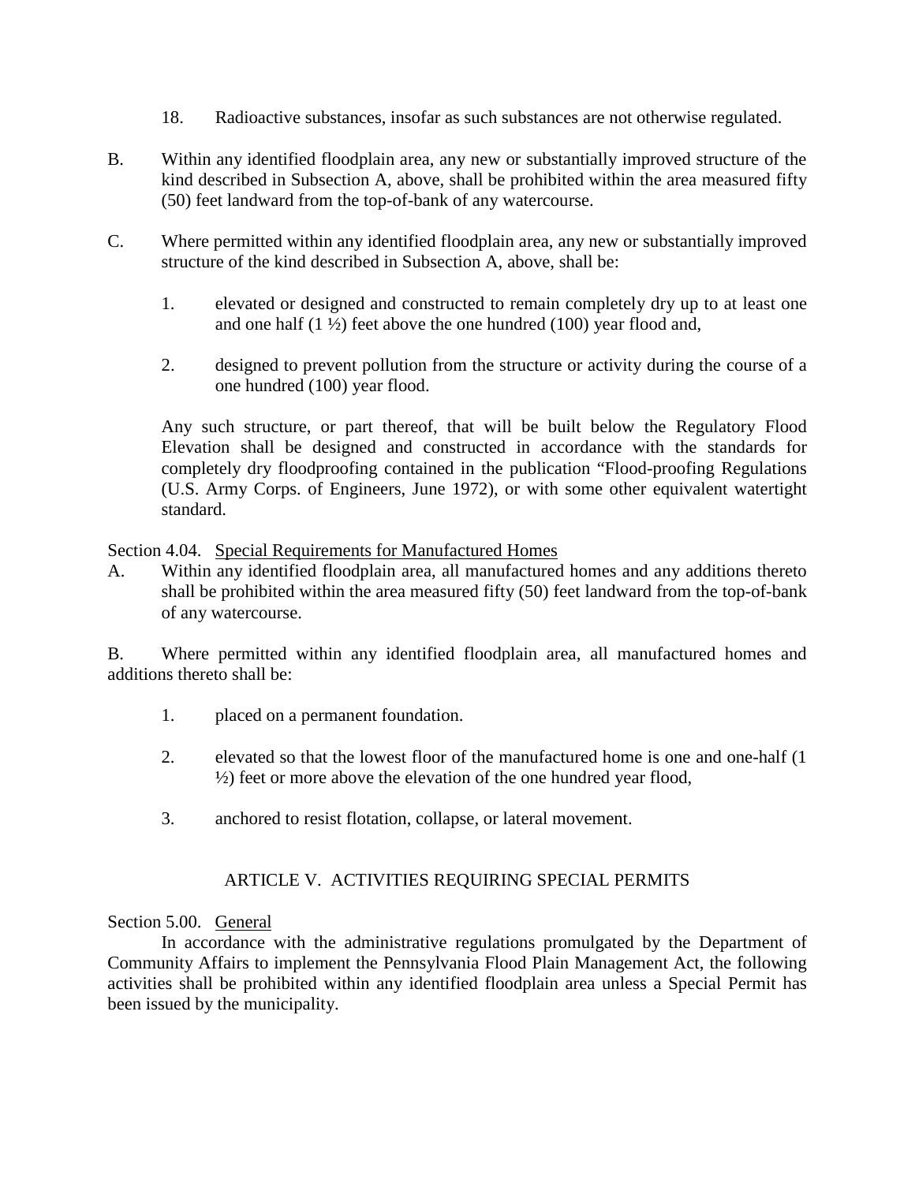18. Radioactive substances, insofar as such substances are not otherwise regulated.

B. Within any identified floodplain area, any new or substantially improved structure of the kind described in Subsection A, above, shall be prohibited within the area measured fifty (50) feet landward from the top-of-bank of any watercourse.

C. Where permitted within any identified floodplain area, any new or substantially improved structure of the kind described in Subsection A, above, shall be:

1. elevated or designed and constructed to remain completely dry up to at least one and one half (1 ½) feet above the one hundred (100) year flood and,

2. designed to prevent pollution from the structure or activity during the course of a one hundred (100) year flood.

Any such structure, or part thereof, that will be built below the Regulatory Flood Elevation shall be designed and constructed in accordance with the standards for completely dry floodproofing contained in the publication "Flood-proofing Regulations (U.S. Army Corps. of Engineers, June 1972), or with some other equivalent watertight standard.

Section 4.04. Special Requirements for Manufactured Homes

A. Within any identified floodplain area, all manufactured homes and any additions thereto shall be prohibited within the area measured fifty (50) feet landward from the top-of-bank of any watercourse.

B. Where permitted within any identified floodplain area, all manufactured homes and additions thereto shall be:

1. placed on a permanent foundation.

2. elevated so that the lowest floor of the manufactured home is one and one-half (1 ½) feet or more above the elevation of the one hundred year flood,

3. anchored to resist flotation, collapse, or lateral movement.

## ARTICLE V. ACTIVITIES REQUIRING SPECIAL PERMITS

Section 5.00. General

In accordance with the administrative regulations promulgated by the Department of Community Affairs to implement the Pennsylvania Flood Plain Management Act, the following activities shall be prohibited within any identified floodplain area unless a Special Permit has been issued by the municipality.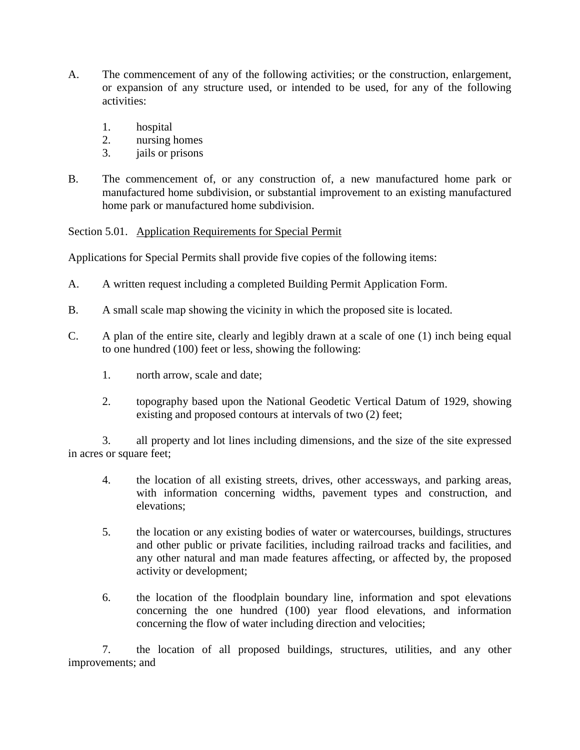A. The commencement of any of the following activities; or the construction, enlargement, or expansion of any structure used, or intended to be used, for any of the following activities:

   1. hospital
   2. nursing homes
   3. jails or prisons

B. The commencement of, or any construction of, a new manufactured home park or manufactured home subdivision, or substantial improvement to an existing manufactured home park or manufactured home subdivision.

Section 5.01. Application Requirements for Special Permit

Applications for Special Permits shall provide five copies of the following items:

A. A written request including a completed Building Permit Application Form.

B. A small scale map showing the vicinity in which the proposed site is located.

C. A plan of the entire site, clearly and legibly drawn at a scale of one (1) inch being equal to one hundred (100) feet or less, showing the following:

   1. north arrow, scale and date;

   2. topography based upon the National Geodetic Vertical Datum of 1929, showing existing and proposed contours at intervals of two (2) feet;

   3. all property and lot lines including dimensions, and the size of the site expressed in acres or square feet;

   4. the location of all existing streets, drives, other accessways, and parking areas, with information concerning widths, pavement types and construction, and elevations;

   5. the location or any existing bodies of water or watercourses, buildings, structures and other public or private facilities, including railroad tracks and facilities, and any other natural and man made features affecting, or affected by, the proposed activity or development;

   6. the location of the floodplain boundary line, information and spot elevations concerning the one hundred (100) year flood elevations, and information concerning the flow of water including direction and velocities;

   7. the location of all proposed buildings, structures, utilities, and any other improvements; and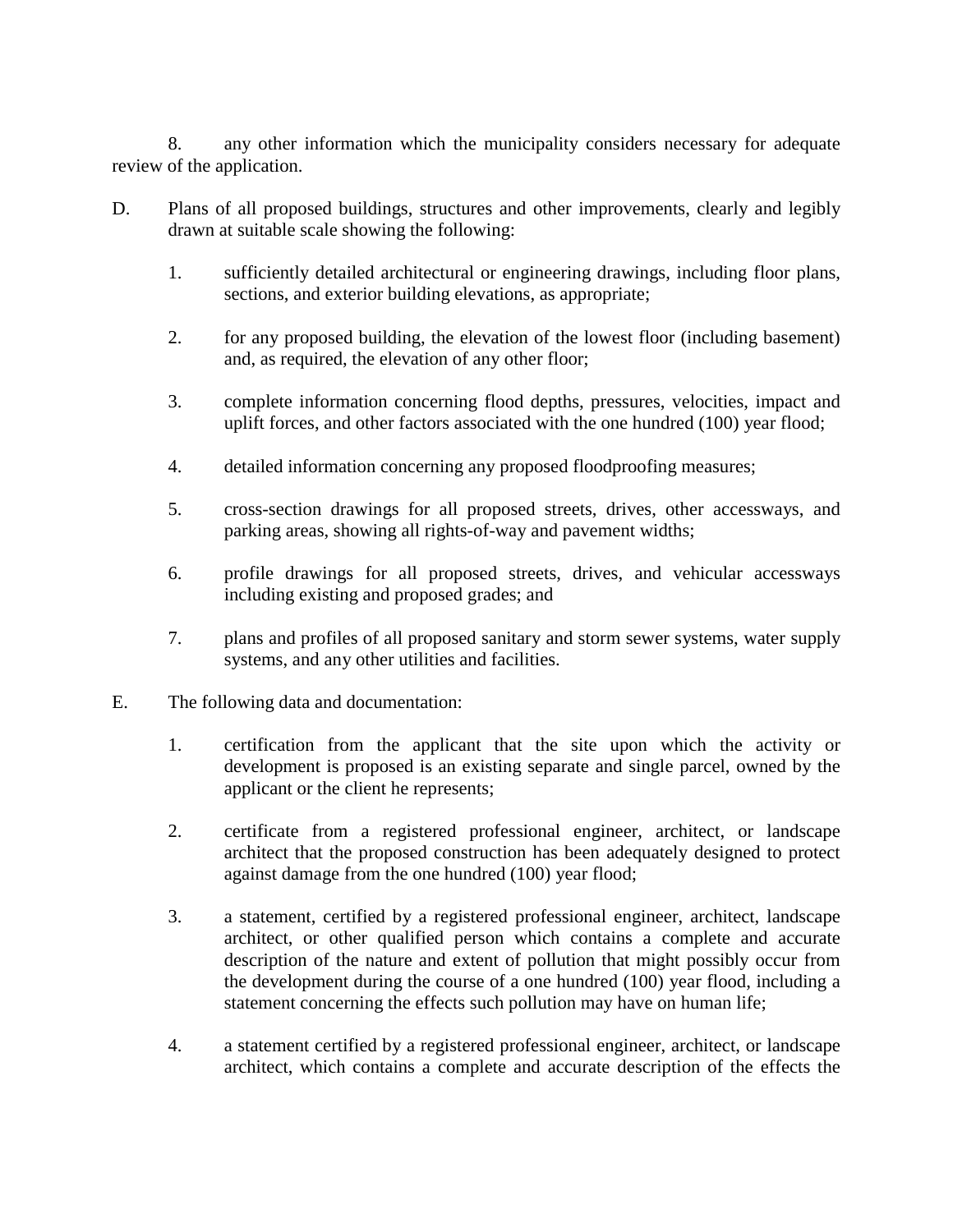8. any other information which the municipality considers necessary for adequate review of the application.

D. Plans of all proposed buildings, structures and other improvements, clearly and legibly drawn at suitable scale showing the following:

   1. sufficiently detailed architectural or engineering drawings, including floor plans, sections, and exterior building elevations, as appropriate;

   2. for any proposed building, the elevation of the lowest floor (including basement) and, as required, the elevation of any other floor;

   3. complete information concerning flood depths, pressures, velocities, impact and uplift forces, and other factors associated with the one hundred (100) year flood;

   4. detailed information concerning any proposed floodproofing measures;

   5. cross-section drawings for all proposed streets, drives, other accessways, and parking areas, showing all rights-of-way and pavement widths;

   6. profile drawings for all proposed streets, drives, and vehicular accessways including existing and proposed grades; and

   7. plans and profiles of all proposed sanitary and storm sewer systems, water supply systems, and any other utilities and facilities.

E. The following data and documentation:

   1. certification from the applicant that the site upon which the activity or development is proposed is an existing separate and single parcel, owned by the applicant or the client he represents;

   2. certificate from a registered professional engineer, architect, or landscape architect that the proposed construction has been adequately designed to protect against damage from the one hundred (100) year flood;

   3. a statement, certified by a registered professional engineer, architect, landscape architect, or other qualified person which contains a complete and accurate description of the nature and extent of pollution that might possibly occur from the development during the course of a one hundred (100) year flood, including a statement concerning the effects such pollution may have on human life;

   4. a statement certified by a registered professional engineer, architect, or landscape architect, which contains a complete and accurate description of the effects the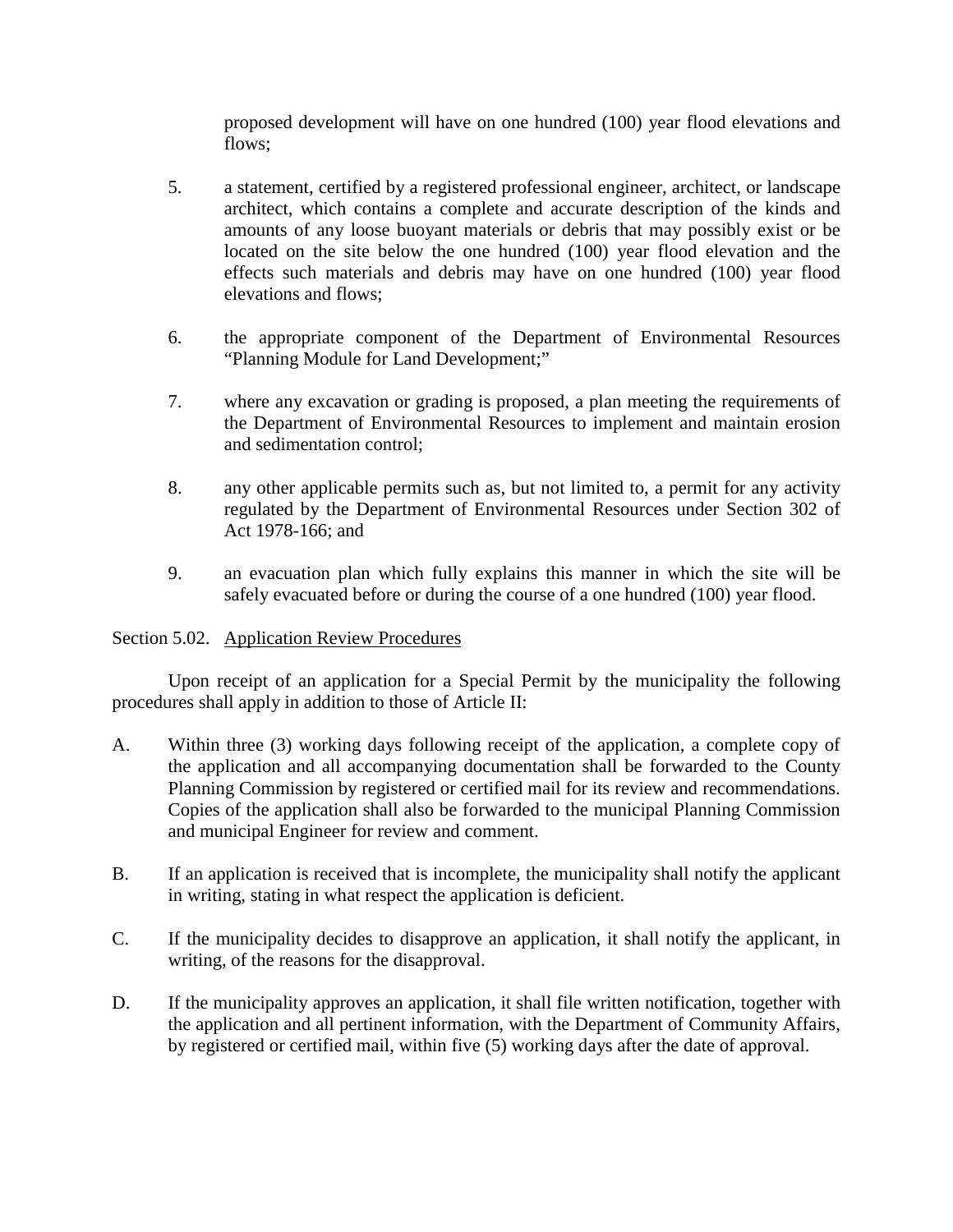proposed development will have on one hundred (100) year flood elevations and flows;

5. a statement, certified by a registered professional engineer, architect, or landscape architect, which contains a complete and accurate description of the kinds and amounts of any loose buoyant materials or debris that may possibly exist or be located on the site below the one hundred (100) year flood elevation and the effects such materials and debris may have on one hundred (100) year flood elevations and flows;

6. the appropriate component of the Department of Environmental Resources "Planning Module for Land Development;"

7. where any excavation or grading is proposed, a plan meeting the requirements of the Department of Environmental Resources to implement and maintain erosion and sedimentation control;

8. any other applicable permits such as, but not limited to, a permit for any activity regulated by the Department of Environmental Resources under Section 302 of Act 1978-166; and

9. an evacuation plan which fully explains this manner in which the site will be safely evacuated before or during the course of a one hundred (100) year flood.

Section 5.02. Application Review Procedures

Upon receipt of an application for a Special Permit by the municipality the following procedures shall apply in addition to those of Article II:

A. Within three (3) working days following receipt of the application, a complete copy of the application and all accompanying documentation shall be forwarded to the County Planning Commission by registered or certified mail for its review and recommendations. Copies of the application shall also be forwarded to the municipal Planning Commission and municipal Engineer for review and comment.

B. If an application is received that is incomplete, the municipality shall notify the applicant in writing, stating in what respect the application is deficient.

C. If the municipality decides to disapprove an application, it shall notify the applicant, in writing, of the reasons for the disapproval.

D. If the municipality approves an application, it shall file written notification, together with the application and all pertinent information, with the Department of Community Affairs, by registered or certified mail, within five (5) working days after the date of approval.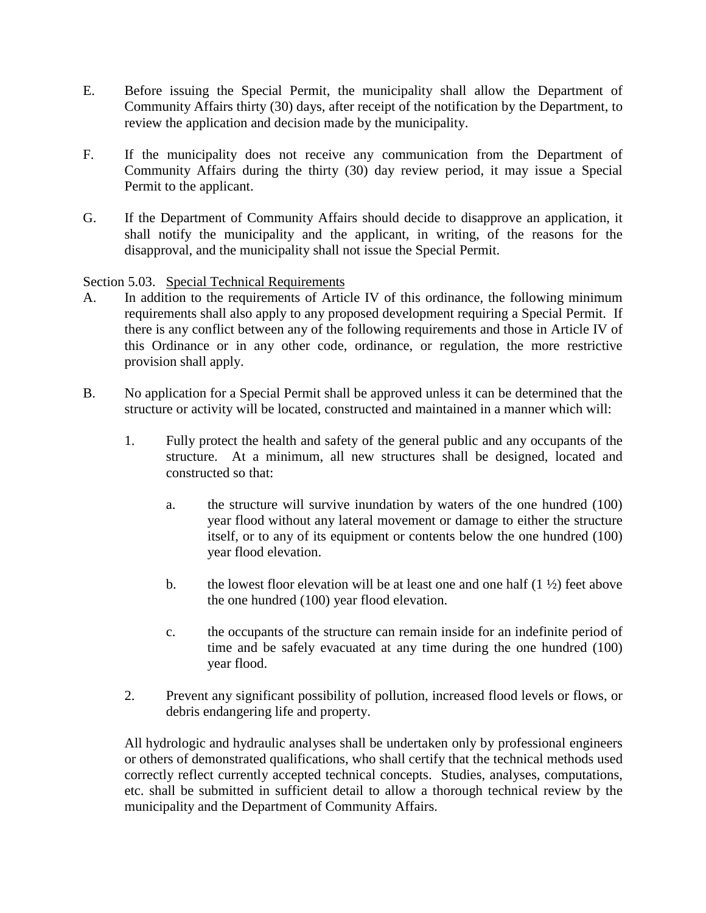E. Before issuing the Special Permit, the municipality shall allow the Department of Community Affairs thirty (30) days, after receipt of the notification by the Department, to review the application and decision made by the municipality.

F. If the municipality does not receive any communication from the Department of Community Affairs during the thirty (30) day review period, it may issue a Special Permit to the applicant.

G. If the Department of Community Affairs should decide to disapprove an application, it shall notify the municipality and the applicant, in writing, of the reasons for the disapproval, and the municipality shall not issue the Special Permit.

Section 5.03. Special Technical Requirements

A. In addition to the requirements of Article IV of this ordinance, the following minimum requirements shall also apply to any proposed development requiring a Special Permit. If there is any conflict between any of the following requirements and those in Article IV of this Ordinance or in any other code, ordinance, or regulation, the more restrictive provision shall apply.

B. No application for a Special Permit shall be approved unless it can be determined that the structure or activity will be located, constructed and maintained in a manner which will:

   1. Fully protect the health and safety of the general public and any occupants of the structure. At a minimum, all new structures shall be designed, located and constructed so that:

      a. the structure will survive inundation by waters of the one hundred (100) year flood without any lateral movement or damage to either the structure itself, or to any of its equipment or contents below the one hundred (100) year flood elevation.

      b. the lowest floor elevation will be at least one and one half (1 ½) feet above the one hundred (100) year flood elevation.

      c. the occupants of the structure can remain inside for an indefinite period of time and be safely evacuated at any time during the one hundred (100) year flood.

   2. Prevent any significant possibility of pollution, increased flood levels or flows, or debris endangering life and property.

   All hydrologic and hydraulic analyses shall be undertaken only by professional engineers or others of demonstrated qualifications, who shall certify that the technical methods used correctly reflect currently accepted technical concepts. Studies, analyses, computations, etc. shall be submitted in sufficient detail to allow a thorough technical review by the municipality and the Department of Community Affairs.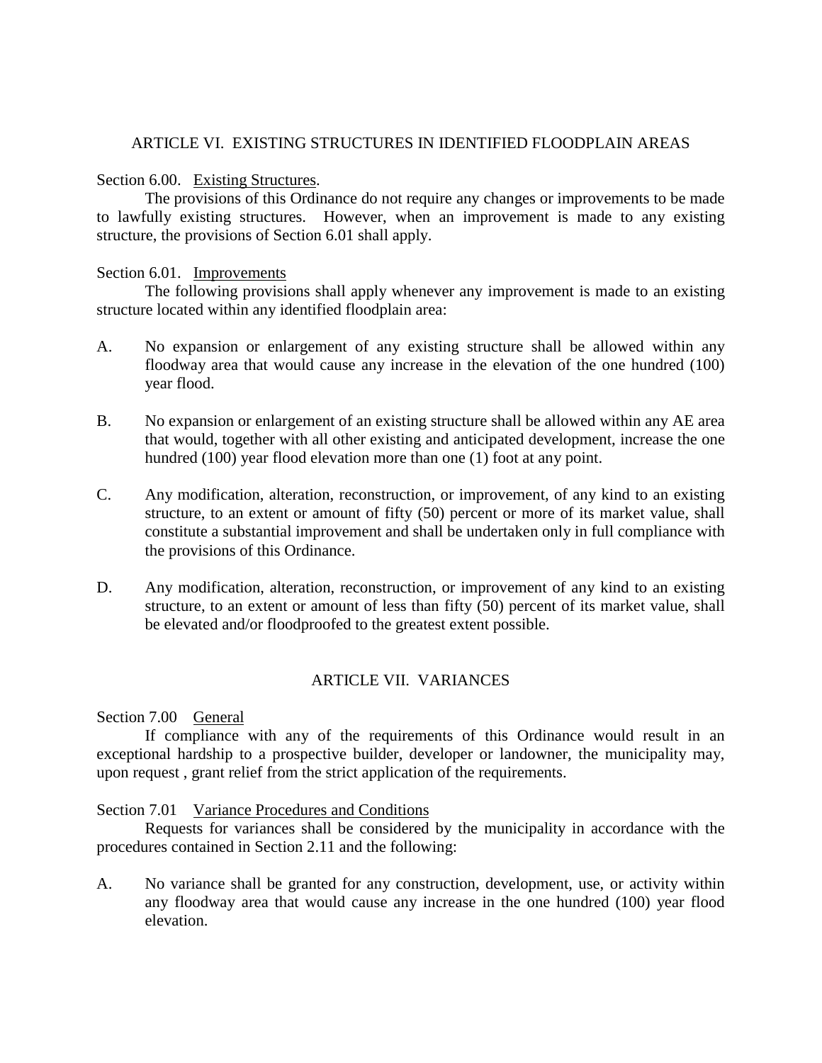## ARTICLE VI. EXISTING STRUCTURES IN IDENTIFIED FLOODPLAIN AREAS

Section 6.00. Existing Structures.

The provisions of this Ordinance do not require any changes or improvements to be made to lawfully existing structures. However, when an improvement is made to any existing structure, the provisions of Section 6.01 shall apply.

Section 6.01. Improvements

The following provisions shall apply whenever any improvement is made to an existing structure located within any identified floodplain area:

A. No expansion or enlargement of any existing structure shall be allowed within any floodway area that would cause any increase in the elevation of the one hundred (100) year flood.

B. No expansion or enlargement of an existing structure shall be allowed within any AE area that would, together with all other existing and anticipated development, increase the one hundred (100) year flood elevation more than one (1) foot at any point.

C. Any modification, alteration, reconstruction, or improvement, of any kind to an existing structure, to an extent or amount of fifty (50) percent or more of its market value, shall constitute a substantial improvement and shall be undertaken only in full compliance with the provisions of this Ordinance.

D. Any modification, alteration, reconstruction, or improvement of any kind to an existing structure, to an extent or amount of less than fifty (50) percent of its market value, shall be elevated and/or floodproofed to the greatest extent possible.

## ARTICLE VII. VARIANCES

Section 7.00 General

If compliance with any of the requirements of this Ordinance would result in an exceptional hardship to a prospective builder, developer or landowner, the municipality may, upon request , grant relief from the strict application of the requirements.

Section 7.01 Variance Procedures and Conditions

Requests for variances shall be considered by the municipality in accordance with the procedures contained in Section 2.11 and the following:

A. No variance shall be granted for any construction, development, use, or activity within any floodway area that would cause any increase in the one hundred (100) year flood elevation.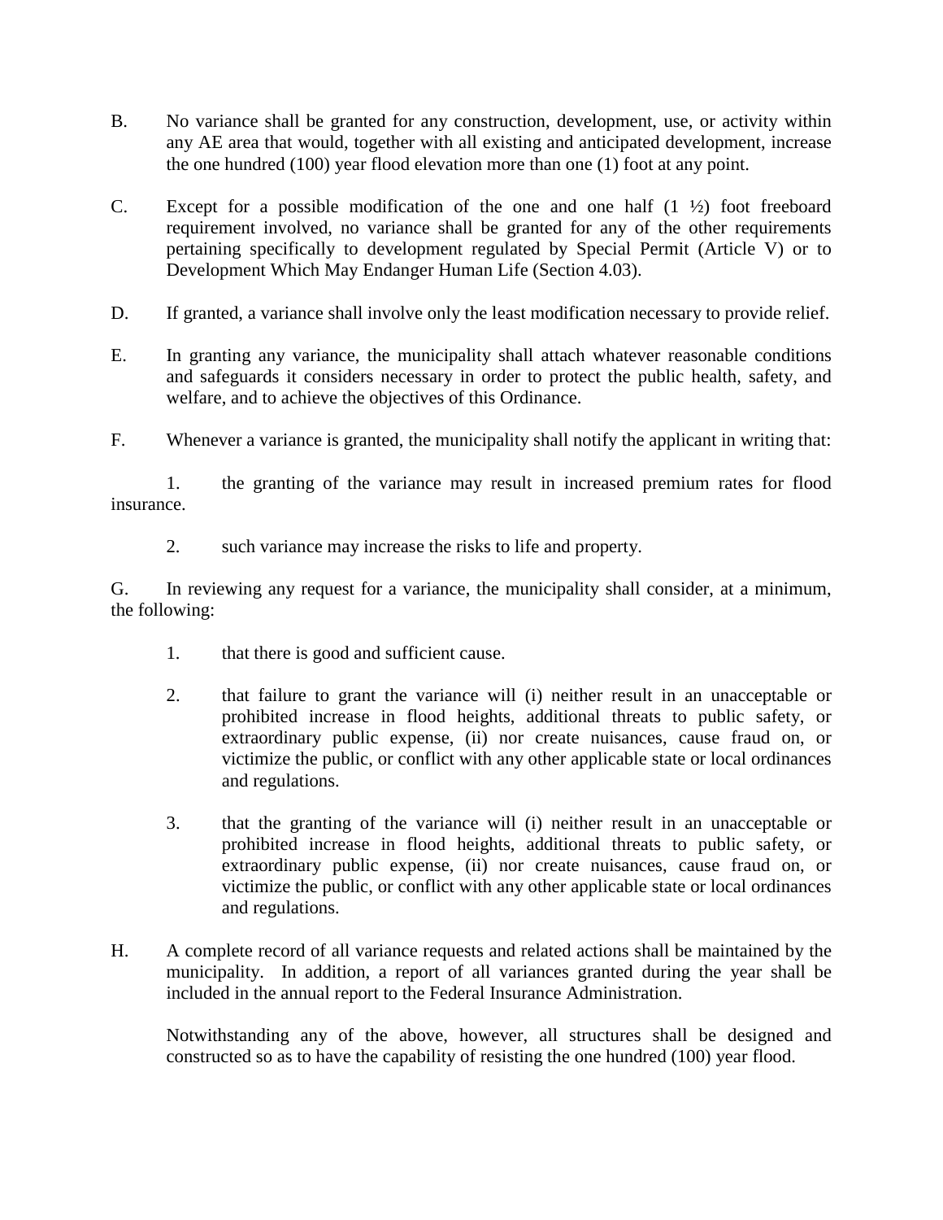B. No variance shall be granted for any construction, development, use, or activity within any AE area that would, together with all existing and anticipated development, increase the one hundred (100) year flood elevation more than one (1) foot at any point.

C. Except for a possible modification of the one and one half (1 ½) foot freeboard requirement involved, no variance shall be granted for any of the other requirements pertaining specifically to development regulated by Special Permit (Article V) or to Development Which May Endanger Human Life (Section 4.03).

D. If granted, a variance shall involve only the least modification necessary to provide relief.

E. In granting any variance, the municipality shall attach whatever reasonable conditions and safeguards it considers necessary in order to protect the public health, safety, and welfare, and to achieve the objectives of this Ordinance.

F. Whenever a variance is granted, the municipality shall notify the applicant in writing that:

1. the granting of the variance may result in increased premium rates for flood insurance.

2. such variance may increase the risks to life and property.

G. In reviewing any request for a variance, the municipality shall consider, at a minimum, the following:

1. that there is good and sufficient cause.

2. that failure to grant the variance will (i) neither result in an unacceptable or prohibited increase in flood heights, additional threats to public safety, or extraordinary public expense, (ii) nor create nuisances, cause fraud on, or victimize the public, or conflict with any other applicable state or local ordinances and regulations.

3. that the granting of the variance will (i) neither result in an unacceptable or prohibited increase in flood heights, additional threats to public safety, or extraordinary public expense, (ii) nor create nuisances, cause fraud on, or victimize the public, or conflict with any other applicable state or local ordinances and regulations.

H. A complete record of all variance requests and related actions shall be maintained by the municipality. In addition, a report of all variances granted during the year shall be included in the annual report to the Federal Insurance Administration.

Notwithstanding any of the above, however, all structures shall be designed and constructed so as to have the capability of resisting the one hundred (100) year flood.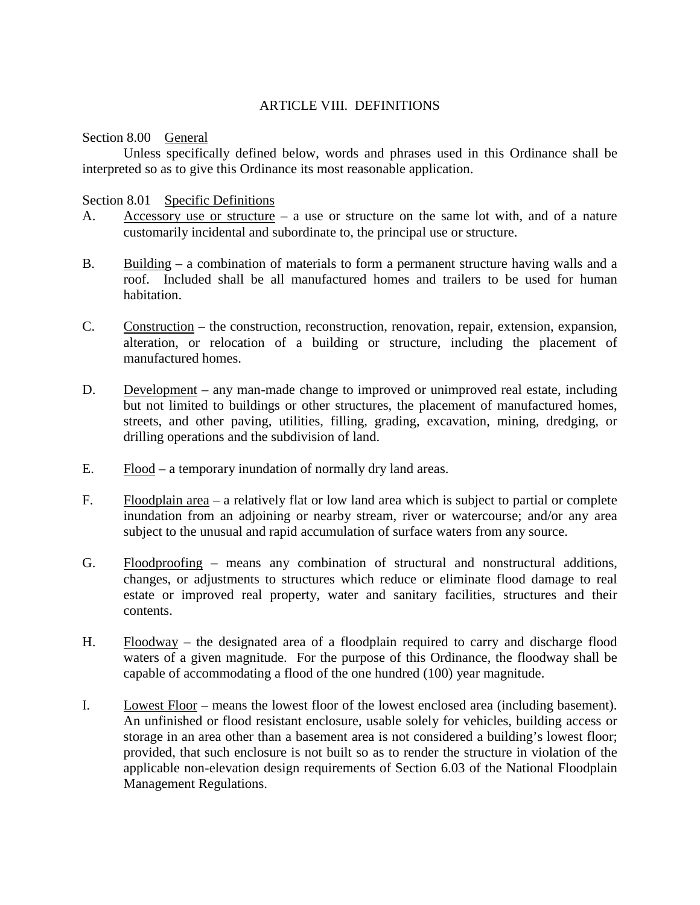# ARTICLE VIII. DEFINITIONS

Section 8.00 General

Unless specifically defined below, words and phrases used in this Ordinance shall be interpreted so as to give this Ordinance its most reasonable application.

Section 8.01 Specific Definitions

A. Accessory use or structure – a use or structure on the same lot with, and of a nature customarily incidental and subordinate to, the principal use or structure.

B. Building – a combination of materials to form a permanent structure having walls and a roof. Included shall be all manufactured homes and trailers to be used for human habitation.

C. Construction – the construction, reconstruction, renovation, repair, extension, expansion, alteration, or relocation of a building or structure, including the placement of manufactured homes.

D. Development – any man-made change to improved or unimproved real estate, including but not limited to buildings or other structures, the placement of manufactured homes, streets, and other paving, utilities, filling, grading, excavation, mining, dredging, or drilling operations and the subdivision of land.

E. Flood – a temporary inundation of normally dry land areas.

F. Floodplain area – a relatively flat or low land area which is subject to partial or complete inundation from an adjoining or nearby stream, river or watercourse; and/or any area subject to the unusual and rapid accumulation of surface waters from any source.

G. Floodproofing – means any combination of structural and nonstructural additions, changes, or adjustments to structures which reduce or eliminate flood damage to real estate or improved real property, water and sanitary facilities, structures and their contents.

H. Floodway – the designated area of a floodplain required to carry and discharge flood waters of a given magnitude. For the purpose of this Ordinance, the floodway shall be capable of accommodating a flood of the one hundred (100) year magnitude.

I. Lowest Floor – means the lowest floor of the lowest enclosed area (including basement). An unfinished or flood resistant enclosure, usable solely for vehicles, building access or storage in an area other than a basement area is not considered a building's lowest floor; provided, that such enclosure is not built so as to render the structure in violation of the applicable non-elevation design requirements of Section 6.03 of the National Floodplain Management Regulations.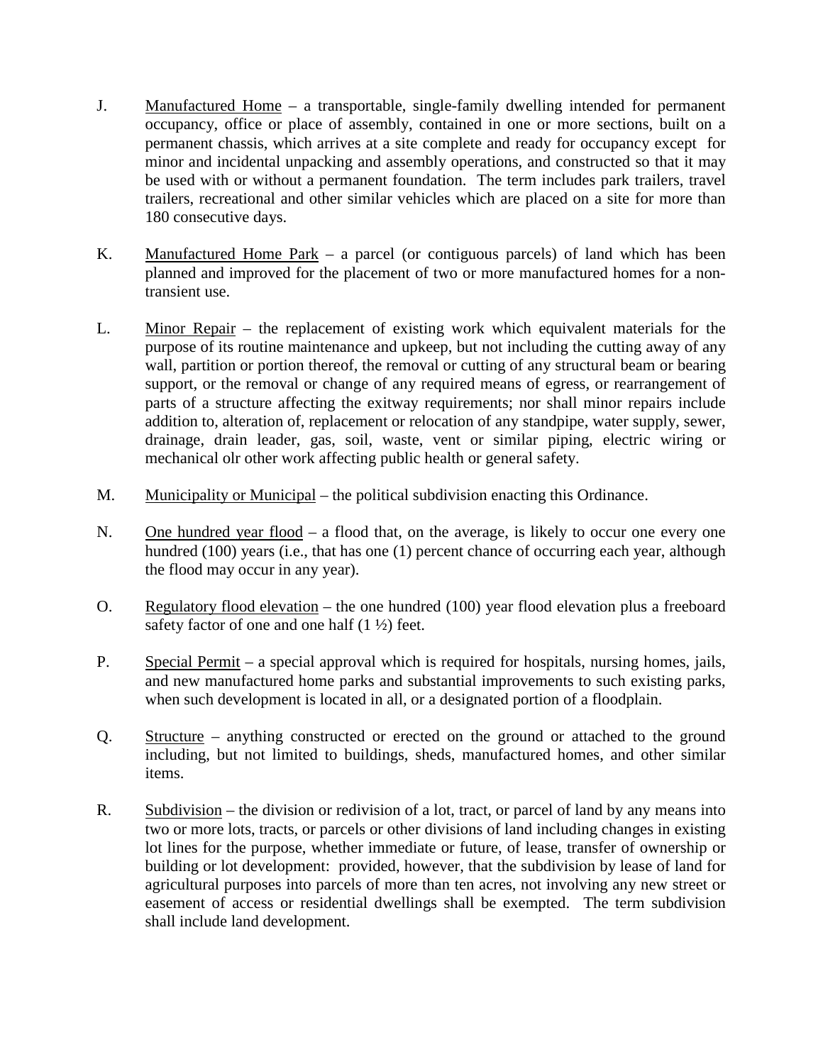J. Manufactured Home – a transportable, single-family dwelling intended for permanent occupancy, office or place of assembly, contained in one or more sections, built on a permanent chassis, which arrives at a site complete and ready for occupancy except for minor and incidental unpacking and assembly operations, and constructed so that it may be used with or without a permanent foundation. The term includes park trailers, travel trailers, recreational and other similar vehicles which are placed on a site for more than 180 consecutive days.

K. Manufactured Home Park – a parcel (or contiguous parcels) of land which has been planned and improved for the placement of two or more manufactured homes for a non-transient use.

L. Minor Repair – the replacement of existing work which equivalent materials for the purpose of its routine maintenance and upkeep, but not including the cutting away of any wall, partition or portion thereof, the removal or cutting of any structural beam or bearing support, or the removal or change of any required means of egress, or rearrangement of parts of a structure affecting the exitway requirements; nor shall minor repairs include addition to, alteration of, replacement or relocation of any standpipe, water supply, sewer, drainage, drain leader, gas, soil, waste, vent or similar piping, electric wiring or mechanical olr other work affecting public health or general safety.

M. Municipality or Municipal – the political subdivision enacting this Ordinance.

N. One hundred year flood – a flood that, on the average, is likely to occur one every one hundred (100) years (i.e., that has one (1) percent chance of occurring each year, although the flood may occur in any year).

O. Regulatory flood elevation – the one hundred (100) year flood elevation plus a freeboard safety factor of one and one half (1 ½) feet.

P. Special Permit – a special approval which is required for hospitals, nursing homes, jails, and new manufactured home parks and substantial improvements to such existing parks, when such development is located in all, or a designated portion of a floodplain.

Q. Structure – anything constructed or erected on the ground or attached to the ground including, but not limited to buildings, sheds, manufactured homes, and other similar items.

R. Subdivision – the division or redivision of a lot, tract, or parcel of land by any means into two or more lots, tracts, or parcels or other divisions of land including changes in existing lot lines for the purpose, whether immediate or future, of lease, transfer of ownership or building or lot development: provided, however, that the subdivision by lease of land for agricultural purposes into parcels of more than ten acres, not involving any new street or easement of access or residential dwellings shall be exempted. The term subdivision shall include land development.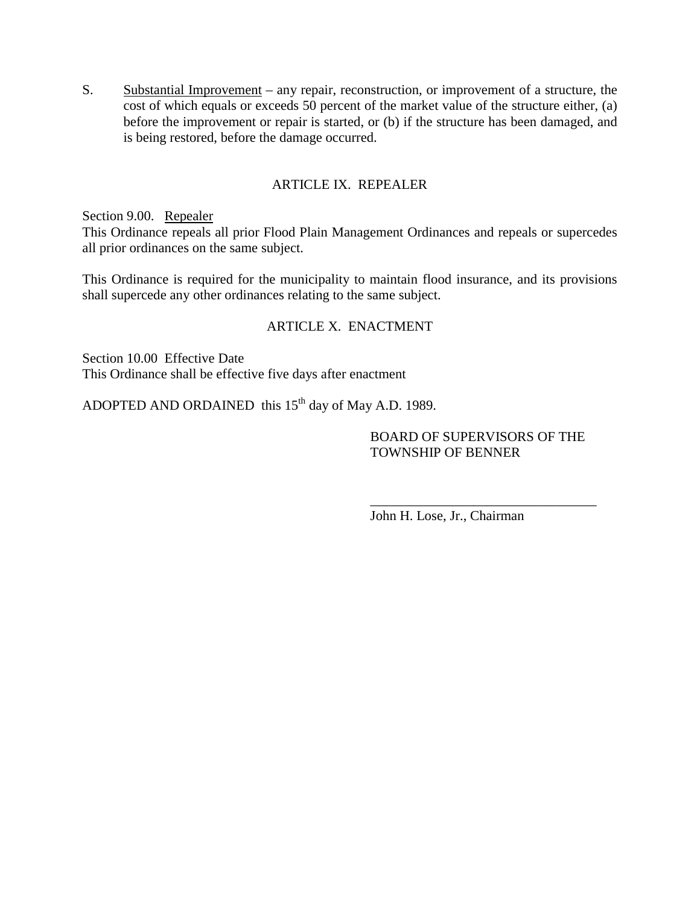S. Substantial Improvement – any repair, reconstruction, or improvement of a structure, the cost of which equals or exceeds 50 percent of the market value of the structure either, (a) before the improvement or repair is started, or (b) if the structure has been damaged, and is being restored, before the damage occurred.

## ARTICLE IX. REPEALER

Section 9.00. Repealer

This Ordinance repeals all prior Flood Plain Management Ordinances and repeals or supercedes all prior ordinances on the same subject.

This Ordinance is required for the municipality to maintain flood insurance, and its provisions shall supercede any other ordinances relating to the same subject.

## ARTICLE X. ENACTMENT

Section 10.00 Effective Date

This Ordinance shall be effective five days after enactment

ADOPTED AND ORDAINED this 15th day of May A.D. 1989.

BOARD OF SUPERVISORS OF THE
TOWNSHIP OF BENNER

_________________________________

John H. Lose, Jr., Chairman